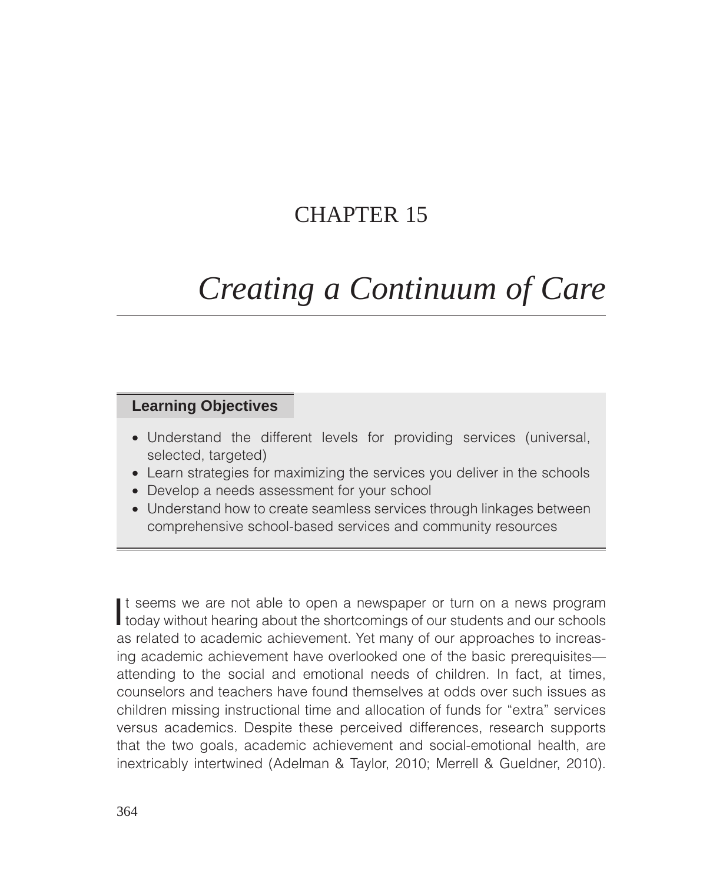# CHAPTER 15

# *Creating a Continuum of Care*

**Learning Objectives**

- Understand the different levels for providing services (universal, selected, targeted)
- Learn strategies for maximizing the services you deliver in the schools
- Develop a needs assessment for your school
- Understand how to create seamless services through linkages between comprehensive school-based services and community resources

It seems we are not able to open a newspaper or turn on a news program today without hearing about the shortcomings of our students and our schools as related to academic achievement. Yet many of our approaches to increasing academic achievement have overlooked one of the basic prerequisites—attending to the social and emotional needs of children. In fact, at times, counselors and teachers have found themselves at odds over such issues as children missing instructional time and allocation of funds for "extra" services versus academics. Despite these perceived differences, research supports that the two goals, academic achievement and social-emotional health, are inextricably intertwined (Adelman & Taylor, 2010; Merrell & Gueldner, 2010).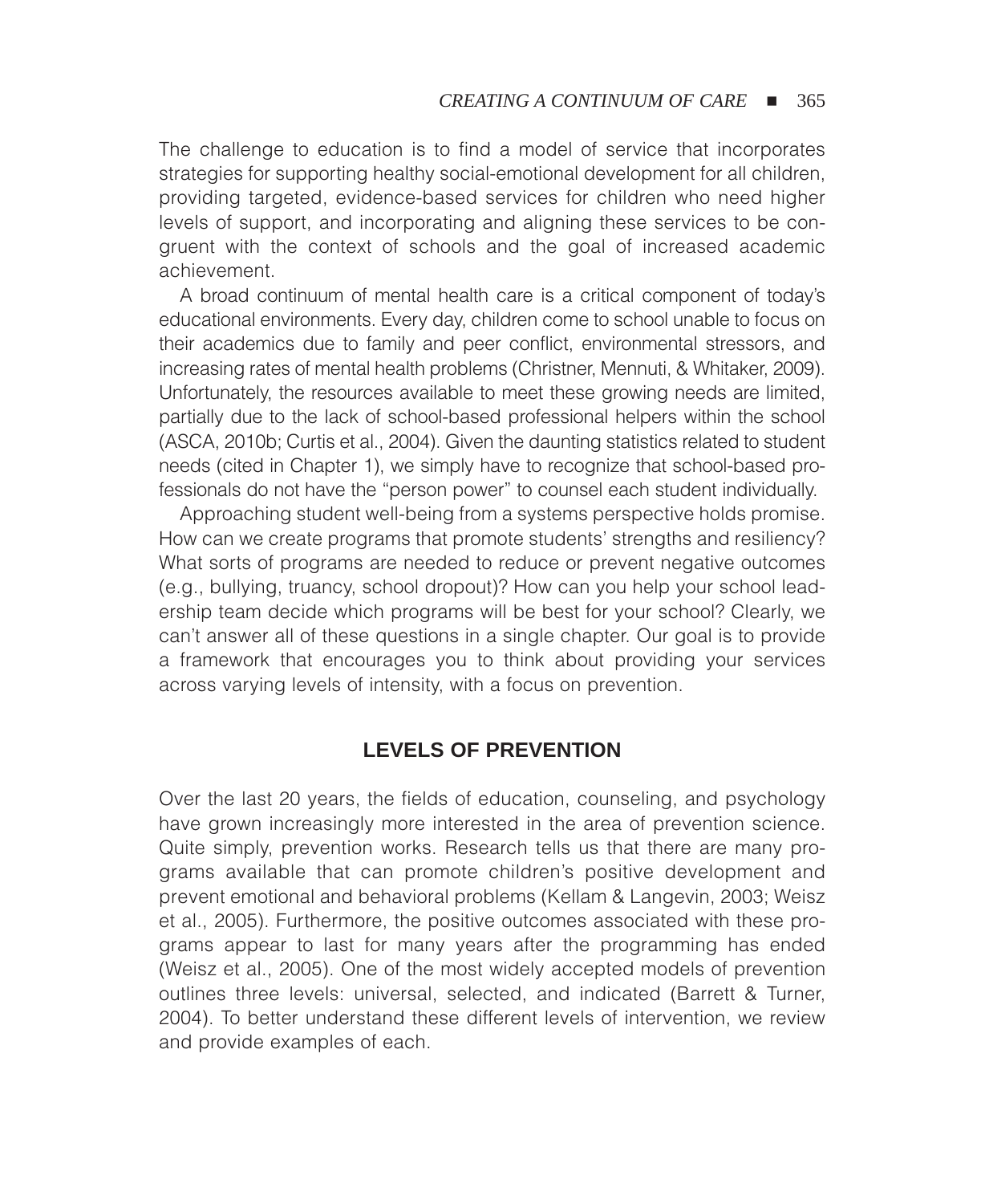The challenge to education is to find a model of service that incorporates strategies for supporting healthy social-emotional development for all children, providing targeted, evidence-based services for children who need higher levels of support, and incorporating and aligning these services to be congruent with the context of schools and the goal of increased academic achievement.

A broad continuum of mental health care is a critical component of today's educational environments. Every day, children come to school unable to focus on their academics due to family and peer conflict, environmental stressors, and increasing rates of mental health problems (Christner, Mennuti, & Whitaker, 2009). Unfortunately, the resources available to meet these growing needs are limited, partially due to the lack of school-based professional helpers within the school (ASCA, 2010b; Curtis et al., 2004). Given the daunting statistics related to student needs (cited in Chapter 1), we simply have to recognize that school-based professionals do not have the "person power" to counsel each student individually.

Approaching student well-being from a systems perspective holds promise. How can we create programs that promote students' strengths and resiliency? What sorts of programs are needed to reduce or prevent negative outcomes (e.g., bullying, truancy, school dropout)? How can you help your school leadership team decide which programs will be best for your school? Clearly, we can't answer all of these questions in a single chapter. Our goal is to provide a framework that encourages you to think about providing your services across varying levels of intensity, with a focus on prevention.

## LEVELS OF PREVENTION

Over the last 20 years, the fields of education, counseling, and psychology have grown increasingly more interested in the area of prevention science. Quite simply, prevention works. Research tells us that there are many programs available that can promote children's positive development and prevent emotional and behavioral problems (Kellam & Langevin, 2003; Weisz et al., 2005). Furthermore, the positive outcomes associated with these programs appear to last for many years after the programming has ended (Weisz et al., 2005). One of the most widely accepted models of prevention outlines three levels: universal, selected, and indicated (Barrett & Turner, 2004). To better understand these different levels of intervention, we review and provide examples of each.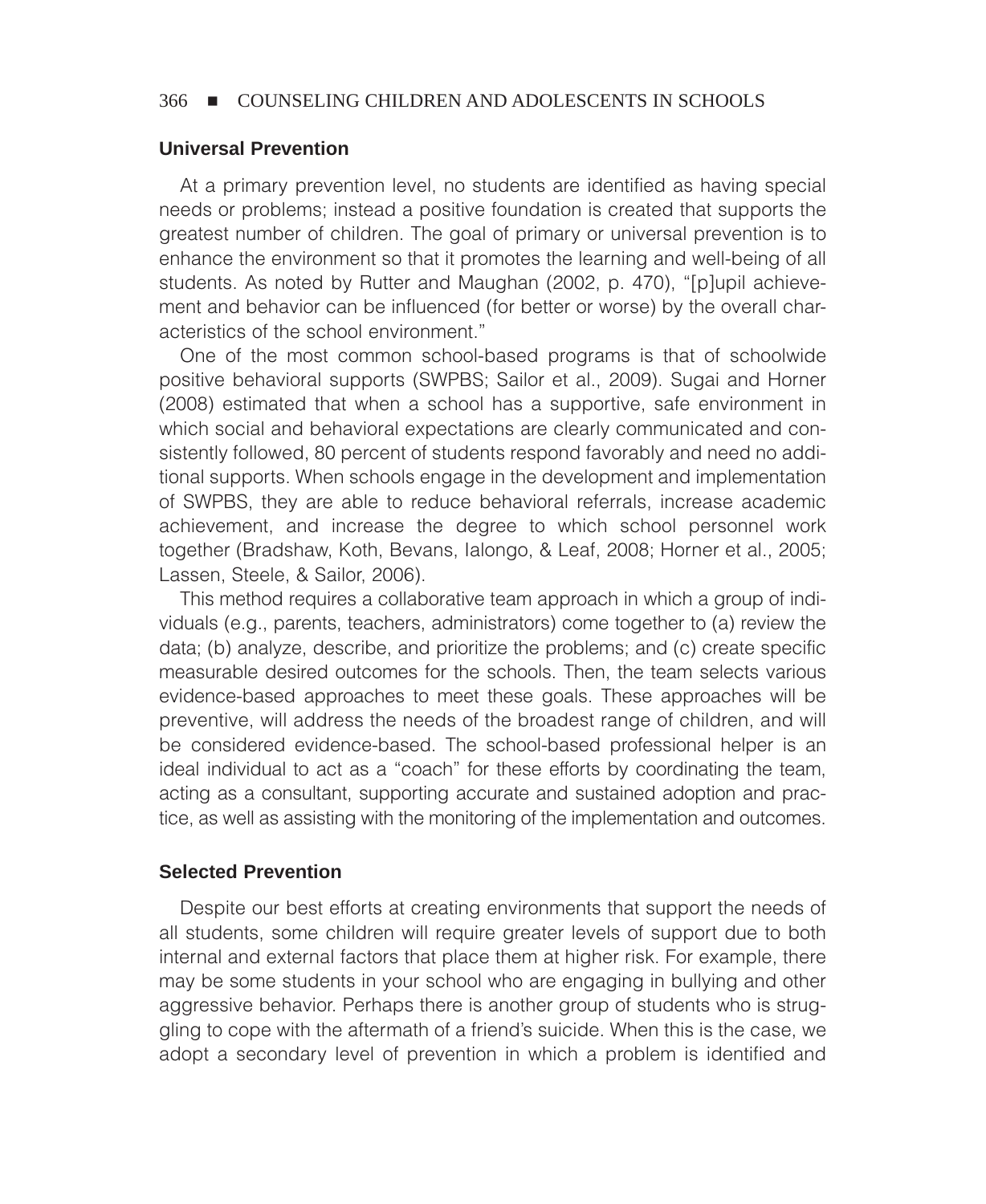### Universal Prevention

At a primary prevention level, no students are identified as having special needs or problems; instead a positive foundation is created that supports the greatest number of children. The goal of primary or universal prevention is to enhance the environment so that it promotes the learning and well-being of all students. As noted by Rutter and Maughan (2002, p. 470), "[p]upil achievement and behavior can be influenced (for better or worse) by the overall characteristics of the school environment."

One of the most common school-based programs is that of schoolwide positive behavioral supports (SWPBS; Sailor et al., 2009). Sugai and Horner (2008) estimated that when a school has a supportive, safe environment in which social and behavioral expectations are clearly communicated and consistently followed, 80 percent of students respond favorably and need no additional supports. When schools engage in the development and implementation of SWPBS, they are able to reduce behavioral referrals, increase academic achievement, and increase the degree to which school personnel work together (Bradshaw, Koth, Bevans, Ialongo, & Leaf, 2008; Horner et al., 2005; Lassen, Steele, & Sailor, 2006).

This method requires a collaborative team approach in which a group of individuals (e.g., parents, teachers, administrators) come together to (a) review the data; (b) analyze, describe, and prioritize the problems; and (c) create specific measurable desired outcomes for the schools. Then, the team selects various evidence-based approaches to meet these goals. These approaches will be preventive, will address the needs of the broadest range of children, and will be considered evidence-based. The school-based professional helper is an ideal individual to act as a "coach" for these efforts by coordinating the team, acting as a consultant, supporting accurate and sustained adoption and practice, as well as assisting with the monitoring of the implementation and outcomes.

### Selected Prevention

Despite our best efforts at creating environments that support the needs of all students, some children will require greater levels of support due to both internal and external factors that place them at higher risk. For example, there may be some students in your school who are engaging in bullying and other aggressive behavior. Perhaps there is another group of students who is struggling to cope with the aftermath of a friend's suicide. When this is the case, we adopt a secondary level of prevention in which a problem is identified and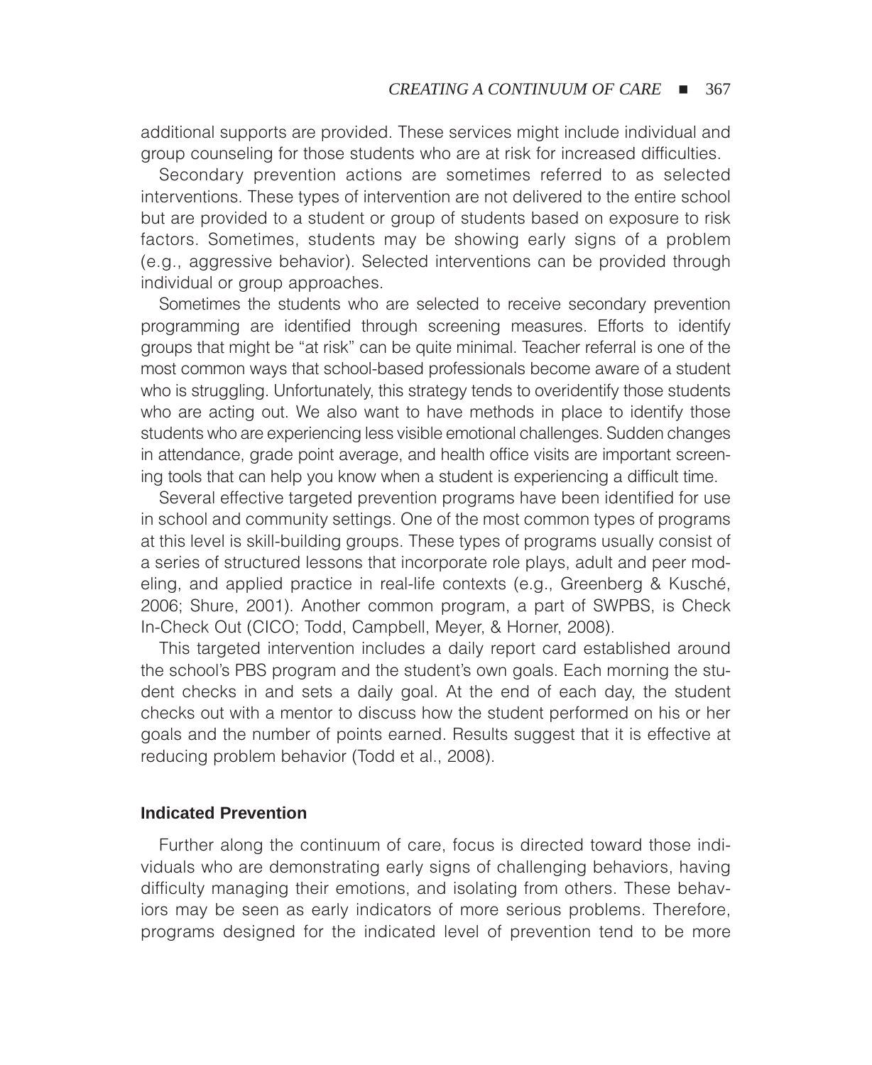additional supports are provided. These services might include individual and group counseling for those students who are at risk for increased difficulties.

Secondary prevention actions are sometimes referred to as selected interventions. These types of intervention are not delivered to the entire school but are provided to a student or group of students based on exposure to risk factors. Sometimes, students may be showing early signs of a problem (e.g., aggressive behavior). Selected interventions can be provided through individual or group approaches.

Sometimes the students who are selected to receive secondary prevention programming are identified through screening measures. Efforts to identify groups that might be "at risk" can be quite minimal. Teacher referral is one of the most common ways that school-based professionals become aware of a student who is struggling. Unfortunately, this strategy tends to overidentify those students who are acting out. We also want to have methods in place to identify those students who are experiencing less visible emotional challenges. Sudden changes in attendance, grade point average, and health office visits are important screening tools that can help you know when a student is experiencing a difficult time.

Several effective targeted prevention programs have been identified for use in school and community settings. One of the most common types of programs at this level is skill-building groups. These types of programs usually consist of a series of structured lessons that incorporate role plays, adult and peer modeling, and applied practice in real-life contexts (e.g., Greenberg & Kusché, 2006; Shure, 2001). Another common program, a part of SWPBS, is Check In-Check Out (CICO; Todd, Campbell, Meyer, & Horner, 2008).

This targeted intervention includes a daily report card established around the school's PBS program and the student's own goals. Each morning the student checks in and sets a daily goal. At the end of each day, the student checks out with a mentor to discuss how the student performed on his or her goals and the number of points earned. Results suggest that it is effective at reducing problem behavior (Todd et al., 2008).

### Indicated Prevention

Further along the continuum of care, focus is directed toward those individuals who are demonstrating early signs of challenging behaviors, having difficulty managing their emotions, and isolating from others. These behaviors may be seen as early indicators of more serious problems. Therefore, programs designed for the indicated level of prevention tend to be more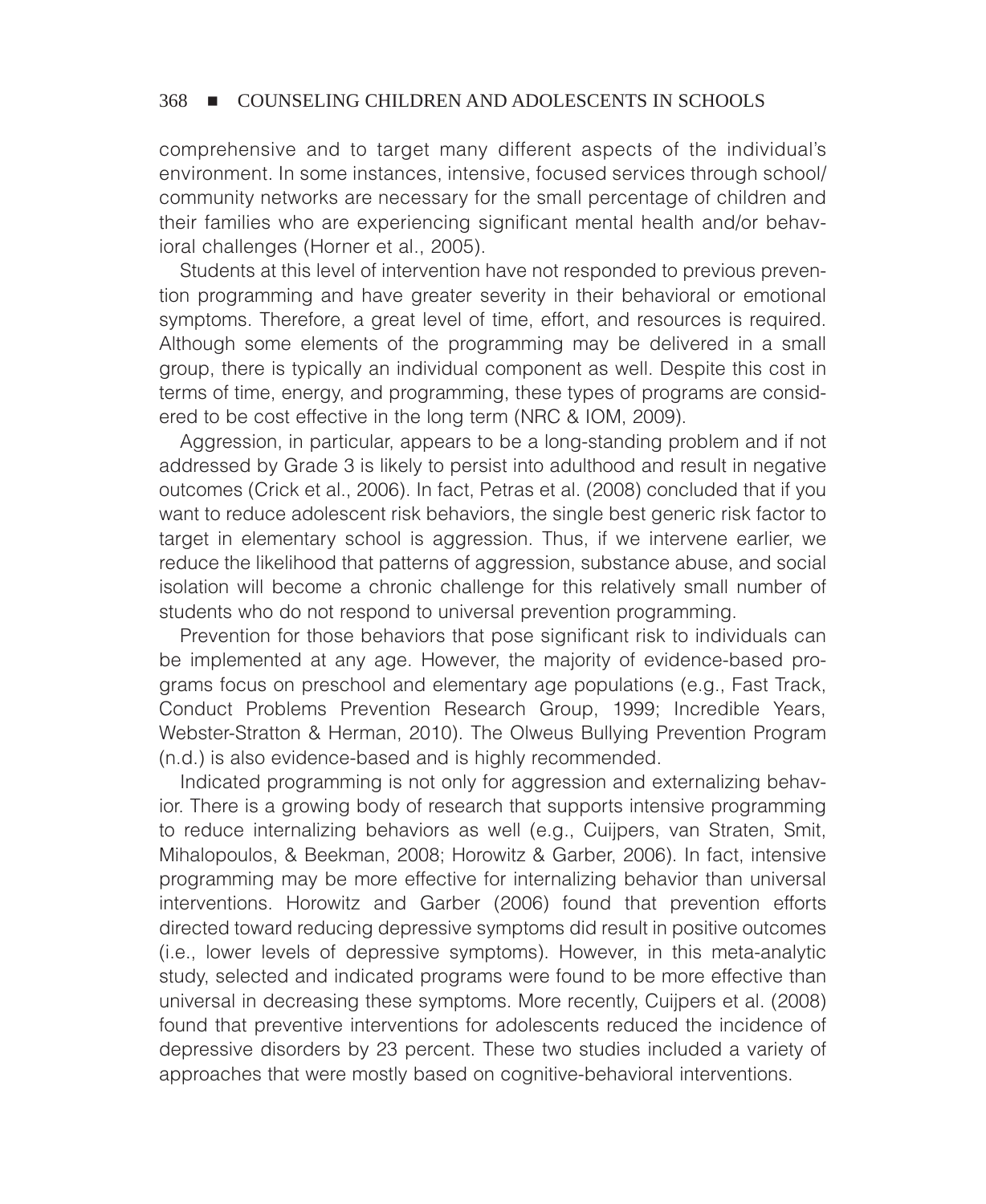comprehensive and to target many different aspects of the individual's environment. In some instances, intensive, focused services through school/community networks are necessary for the small percentage of children and their families who are experiencing significant mental health and/or behavioral challenges (Horner et al., 2005).

Students at this level of intervention have not responded to previous prevention programming and have greater severity in their behavioral or emotional symptoms. Therefore, a great level of time, effort, and resources is required. Although some elements of the programming may be delivered in a small group, there is typically an individual component as well. Despite this cost in terms of time, energy, and programming, these types of programs are considered to be cost effective in the long term (NRC & IOM, 2009).

Aggression, in particular, appears to be a long-standing problem and if not addressed by Grade 3 is likely to persist into adulthood and result in negative outcomes (Crick et al., 2006). In fact, Petras et al. (2008) concluded that if you want to reduce adolescent risk behaviors, the single best generic risk factor to target in elementary school is aggression. Thus, if we intervene earlier, we reduce the likelihood that patterns of aggression, substance abuse, and social isolation will become a chronic challenge for this relatively small number of students who do not respond to universal prevention programming.

Prevention for those behaviors that pose significant risk to individuals can be implemented at any age. However, the majority of evidence-based programs focus on preschool and elementary age populations (e.g., Fast Track, Conduct Problems Prevention Research Group, 1999; Incredible Years, Webster-Stratton & Herman, 2010). The Olweus Bullying Prevention Program (n.d.) is also evidence-based and is highly recommended.

Indicated programming is not only for aggression and externalizing behavior. There is a growing body of research that supports intensive programming to reduce internalizing behaviors as well (e.g., Cuijpers, van Straten, Smit, Mihalopoulos, & Beekman, 2008; Horowitz & Garber, 2006). In fact, intensive programming may be more effective for internalizing behavior than universal interventions. Horowitz and Garber (2006) found that prevention efforts directed toward reducing depressive symptoms did result in positive outcomes (i.e., lower levels of depressive symptoms). However, in this meta-analytic study, selected and indicated programs were found to be more effective than universal in decreasing these symptoms. More recently, Cuijpers et al. (2008) found that preventive interventions for adolescents reduced the incidence of depressive disorders by 23 percent. These two studies included a variety of approaches that were mostly based on cognitive-behavioral interventions.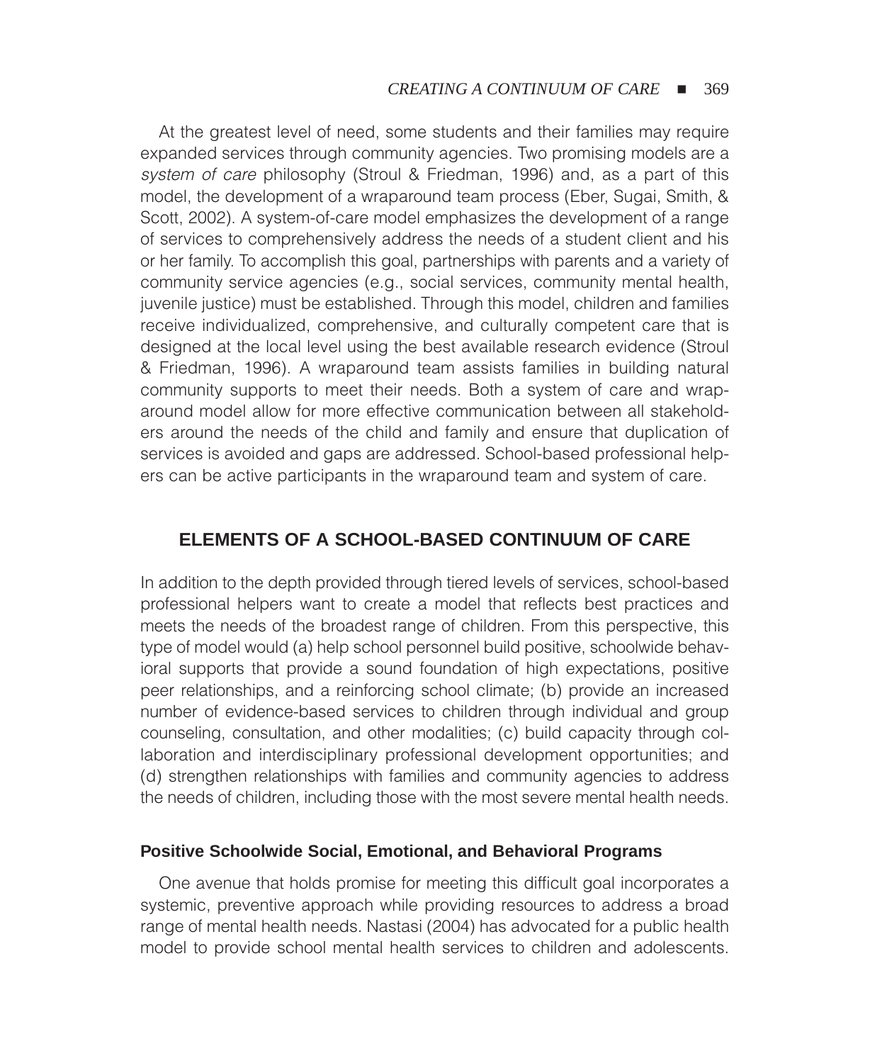At the greatest level of need, some students and their families may require expanded services through community agencies. Two promising models are a *system of care* philosophy (Stroul & Friedman, 1996) and, as a part of this model, the development of a wraparound team process (Eber, Sugai, Smith, & Scott, 2002). A system-of-care model emphasizes the development of a range of services to comprehensively address the needs of a student client and his or her family. To accomplish this goal, partnerships with parents and a variety of community service agencies (e.g., social services, community mental health, juvenile justice) must be established. Through this model, children and families receive individualized, comprehensive, and culturally competent care that is designed at the local level using the best available research evidence (Stroul & Friedman, 1996). A wraparound team assists families in building natural community supports to meet their needs. Both a system of care and wraparound model allow for more effective communication between all stakeholders around the needs of the child and family and ensure that duplication of services is avoided and gaps are addressed. School-based professional helpers can be active participants in the wraparound team and system of care.

## ELEMENTS OF A SCHOOL-BASED CONTINUUM OF CARE

In addition to the depth provided through tiered levels of services, school-based professional helpers want to create a model that reflects best practices and meets the needs of the broadest range of children. From this perspective, this type of model would (a) help school personnel build positive, schoolwide behavioral supports that provide a sound foundation of high expectations, positive peer relationships, and a reinforcing school climate; (b) provide an increased number of evidence-based services to children through individual and group counseling, consultation, and other modalities; (c) build capacity through collaboration and interdisciplinary professional development opportunities; and (d) strengthen relationships with families and community agencies to address the needs of children, including those with the most severe mental health needs.

### Positive Schoolwide Social, Emotional, and Behavioral Programs

One avenue that holds promise for meeting this difficult goal incorporates a systemic, preventive approach while providing resources to address a broad range of mental health needs. Nastasi (2004) has advocated for a public health model to provide school mental health services to children and adolescents.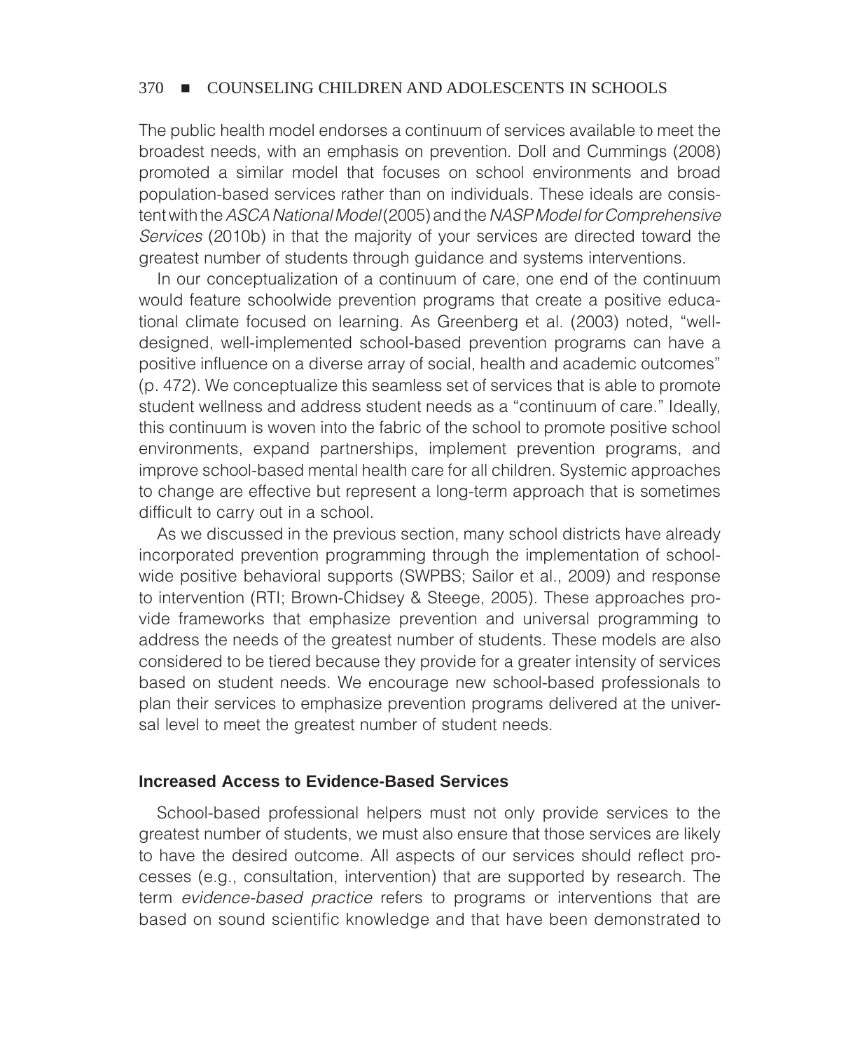The public health model endorses a continuum of services available to meet the broadest needs, with an emphasis on prevention. Doll and Cummings (2008) promoted a similar model that focuses on school environments and broad population-based services rather than on individuals. These ideals are consistent with the *ASCA National Model* (2005) and the *NASP Model for Comprehensive Services* (2010b) in that the majority of your services are directed toward the greatest number of students through guidance and systems interventions.

In our conceptualization of a continuum of care, one end of the continuum would feature schoolwide prevention programs that create a positive educational climate focused on learning. As Greenberg et al. (2003) noted, "well-designed, well-implemented school-based prevention programs can have a positive influence on a diverse array of social, health and academic outcomes" (p. 472). We conceptualize this seamless set of services that is able to promote student wellness and address student needs as a "continuum of care." Ideally, this continuum is woven into the fabric of the school to promote positive school environments, expand partnerships, implement prevention programs, and improve school-based mental health care for all children. Systemic approaches to change are effective but represent a long-term approach that is sometimes difficult to carry out in a school.

As we discussed in the previous section, many school districts have already incorporated prevention programming through the implementation of schoolwide positive behavioral supports (SWPBS; Sailor et al., 2009) and response to intervention (RTI; Brown-Chidsey & Steege, 2005). These approaches provide frameworks that emphasize prevention and universal programming to address the needs of the greatest number of students. These models are also considered to be tiered because they provide for a greater intensity of services based on student needs. We encourage new school-based professionals to plan their services to emphasize prevention programs delivered at the universal level to meet the greatest number of student needs.

### Increased Access to Evidence-Based Services

School-based professional helpers must not only provide services to the greatest number of students, we must also ensure that those services are likely to have the desired outcome. All aspects of our services should reflect processes (e.g., consultation, intervention) that are supported by research. The term *evidence-based practice* refers to programs or interventions that are based on sound scientific knowledge and that have been demonstrated to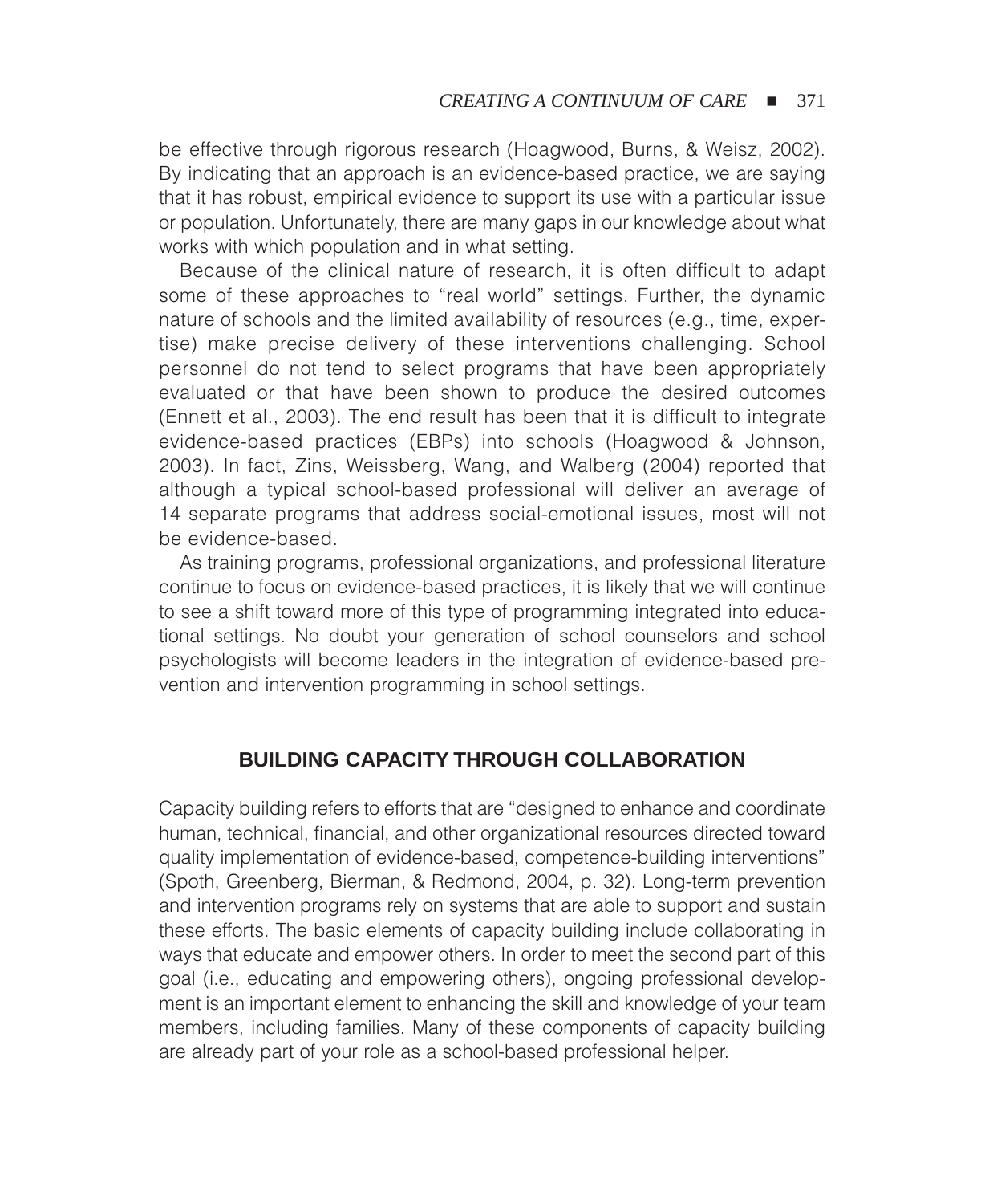be effective through rigorous research (Hoagwood, Burns, & Weisz, 2002). By indicating that an approach is an evidence-based practice, we are saying that it has robust, empirical evidence to support its use with a particular issue or population. Unfortunately, there are many gaps in our knowledge about what works with which population and in what setting.

Because of the clinical nature of research, it is often difficult to adapt some of these approaches to "real world" settings. Further, the dynamic nature of schools and the limited availability of resources (e.g., time, expertise) make precise delivery of these interventions challenging. School personnel do not tend to select programs that have been appropriately evaluated or that have been shown to produce the desired outcomes (Ennett et al., 2003). The end result has been that it is difficult to integrate evidence-based practices (EBPs) into schools (Hoagwood & Johnson, 2003). In fact, Zins, Weissberg, Wang, and Walberg (2004) reported that although a typical school-based professional will deliver an average of 14 separate programs that address social-emotional issues, most will not be evidence-based.

As training programs, professional organizations, and professional literature continue to focus on evidence-based practices, it is likely that we will continue to see a shift toward more of this type of programming integrated into educational settings. No doubt your generation of school counselors and school psychologists will become leaders in the integration of evidence-based prevention and intervention programming in school settings.

## BUILDING CAPACITY THROUGH COLLABORATION

Capacity building refers to efforts that are "designed to enhance and coordinate human, technical, financial, and other organizational resources directed toward quality implementation of evidence-based, competence-building interventions" (Spoth, Greenberg, Bierman, & Redmond, 2004, p. 32). Long-term prevention and intervention programs rely on systems that are able to support and sustain these efforts. The basic elements of capacity building include collaborating in ways that educate and empower others. In order to meet the second part of this goal (i.e., educating and empowering others), ongoing professional development is an important element to enhancing the skill and knowledge of your team members, including families. Many of these components of capacity building are already part of your role as a school-based professional helper.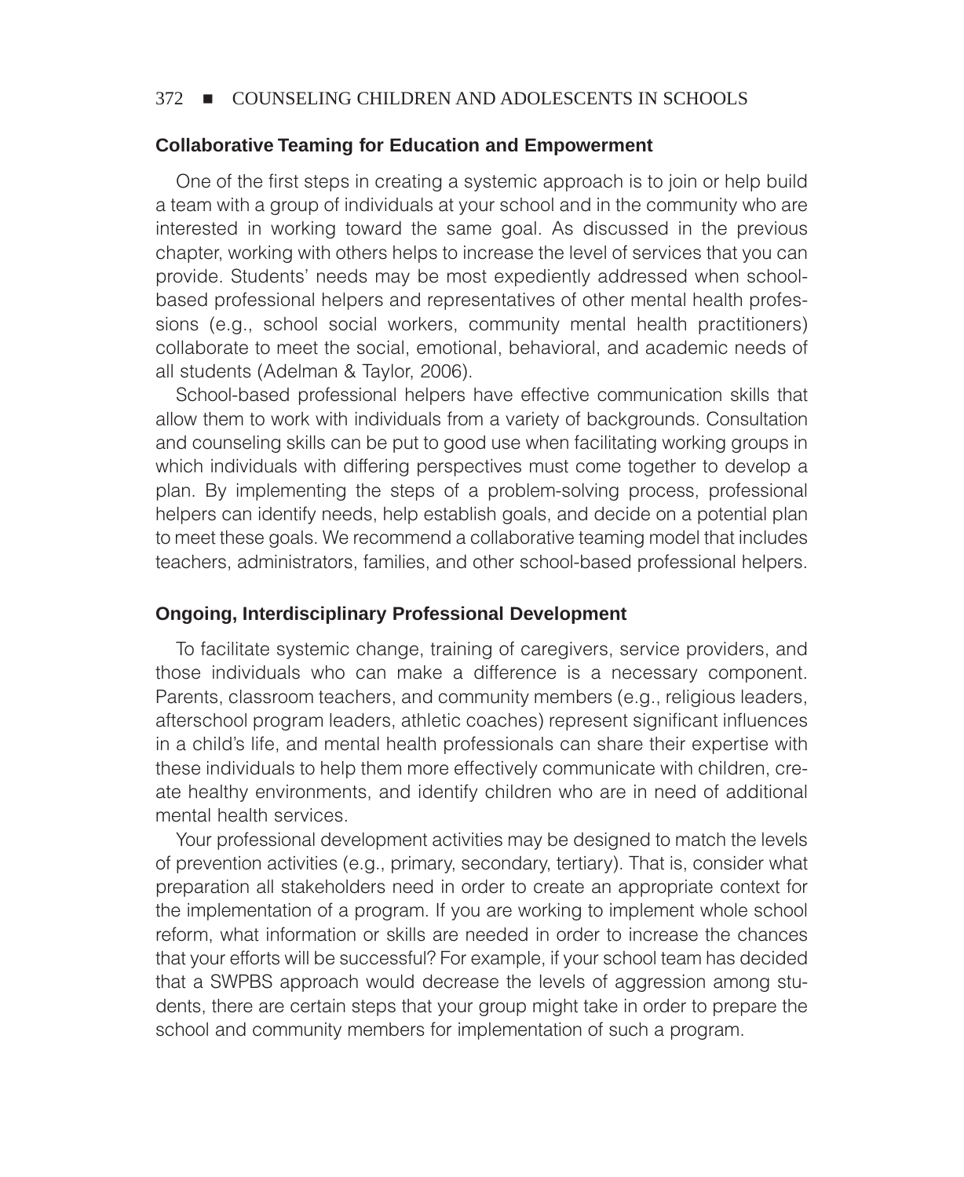### Collaborative Teaming for Education and Empowerment

One of the first steps in creating a systemic approach is to join or help build a team with a group of individuals at your school and in the community who are interested in working toward the same goal. As discussed in the previous chapter, working with others helps to increase the level of services that you can provide. Students' needs may be most expediently addressed when school-based professional helpers and representatives of other mental health professions (e.g., school social workers, community mental health practitioners) collaborate to meet the social, emotional, behavioral, and academic needs of all students (Adelman & Taylor, 2006).

School-based professional helpers have effective communication skills that allow them to work with individuals from a variety of backgrounds. Consultation and counseling skills can be put to good use when facilitating working groups in which individuals with differing perspectives must come together to develop a plan. By implementing the steps of a problem-solving process, professional helpers can identify needs, help establish goals, and decide on a potential plan to meet these goals. We recommend a collaborative teaming model that includes teachers, administrators, families, and other school-based professional helpers.

### Ongoing, Interdisciplinary Professional Development

To facilitate systemic change, training of caregivers, service providers, and those individuals who can make a difference is a necessary component. Parents, classroom teachers, and community members (e.g., religious leaders, afterschool program leaders, athletic coaches) represent significant influences in a child's life, and mental health professionals can share their expertise with these individuals to help them more effectively communicate with children, create healthy environments, and identify children who are in need of additional mental health services.

Your professional development activities may be designed to match the levels of prevention activities (e.g., primary, secondary, tertiary). That is, consider what preparation all stakeholders need in order to create an appropriate context for the implementation of a program. If you are working to implement whole school reform, what information or skills are needed in order to increase the chances that your efforts will be successful? For example, if your school team has decided that a SWPBS approach would decrease the levels of aggression among students, there are certain steps that your group might take in order to prepare the school and community members for implementation of such a program.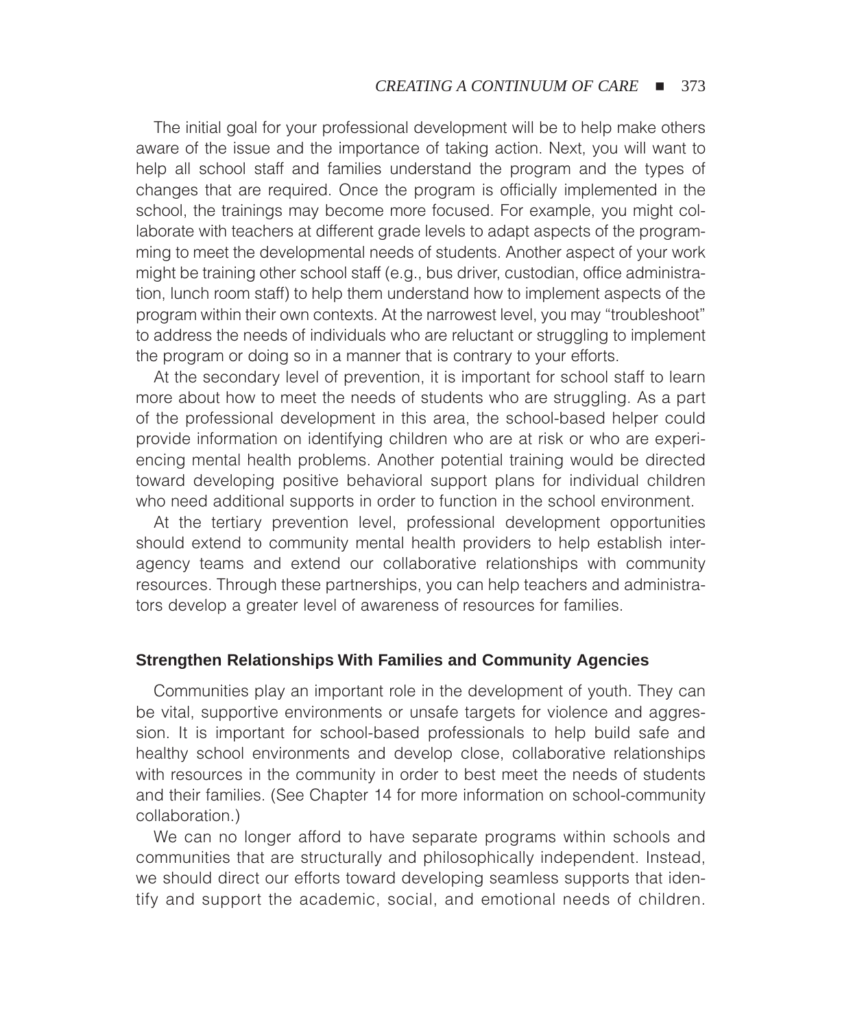The initial goal for your professional development will be to help make others aware of the issue and the importance of taking action. Next, you will want to help all school staff and families understand the program and the types of changes that are required. Once the program is officially implemented in the school, the trainings may become more focused. For example, you might collaborate with teachers at different grade levels to adapt aspects of the programming to meet the developmental needs of students. Another aspect of your work might be training other school staff (e.g., bus driver, custodian, office administration, lunch room staff) to help them understand how to implement aspects of the program within their own contexts. At the narrowest level, you may "troubleshoot" to address the needs of individuals who are reluctant or struggling to implement the program or doing so in a manner that is contrary to your efforts.

At the secondary level of prevention, it is important for school staff to learn more about how to meet the needs of students who are struggling. As a part of the professional development in this area, the school-based helper could provide information on identifying children who are at risk or who are experiencing mental health problems. Another potential training would be directed toward developing positive behavioral support plans for individual children who need additional supports in order to function in the school environment.

At the tertiary prevention level, professional development opportunities should extend to community mental health providers to help establish interagency teams and extend our collaborative relationships with community resources. Through these partnerships, you can help teachers and administrators develop a greater level of awareness of resources for families.

### Strengthen Relationships With Families and Community Agencies

Communities play an important role in the development of youth. They can be vital, supportive environments or unsafe targets for violence and aggression. It is important for school-based professionals to help build safe and healthy school environments and develop close, collaborative relationships with resources in the community in order to best meet the needs of students and their families. (See Chapter 14 for more information on school-community collaboration.)

We can no longer afford to have separate programs within schools and communities that are structurally and philosophically independent. Instead, we should direct our efforts toward developing seamless supports that identify and support the academic, social, and emotional needs of children.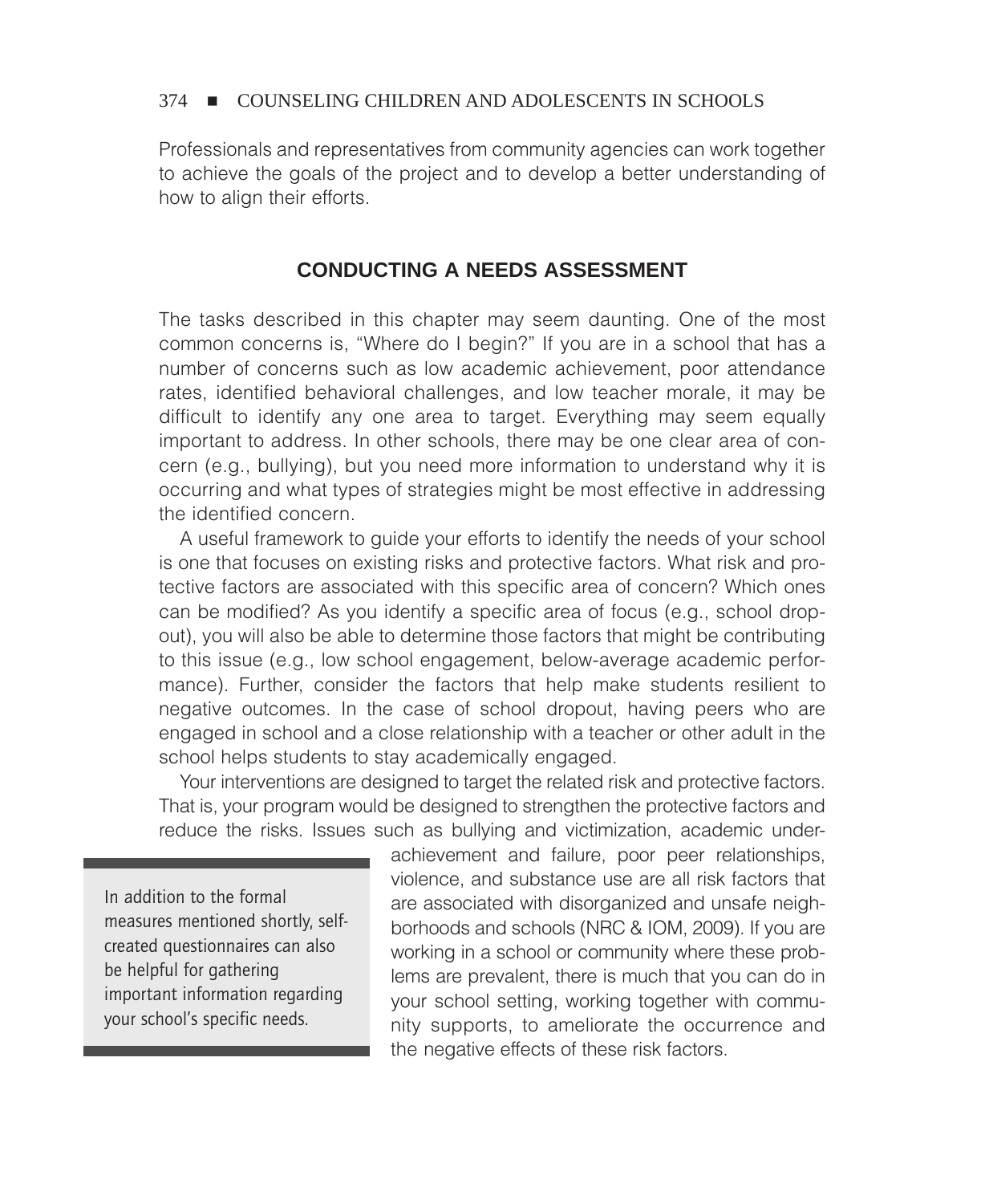Professionals and representatives from community agencies can work together to achieve the goals of the project and to develop a better understanding of how to align their efforts.

## CONDUCTING A NEEDS ASSESSMENT

The tasks described in this chapter may seem daunting. One of the most common concerns is, "Where do I begin?" If you are in a school that has a number of concerns such as low academic achievement, poor attendance rates, identified behavioral challenges, and low teacher morale, it may be difficult to identify any one area to target. Everything may seem equally important to address. In other schools, there may be one clear area of concern (e.g., bullying), but you need more information to understand why it is occurring and what types of strategies might be most effective in addressing the identified concern.

A useful framework to guide your efforts to identify the needs of your school is one that focuses on existing risks and protective factors. What risk and protective factors are associated with this specific area of concern? Which ones can be modified? As you identify a specific area of focus (e.g., school dropout), you will also be able to determine those factors that might be contributing to this issue (e.g., low school engagement, below-average academic performance). Further, consider the factors that help make students resilient to negative outcomes. In the case of school dropout, having peers who are engaged in school and a close relationship with a teacher or other adult in the school helps students to stay academically engaged.

Your interventions are designed to target the related risk and protective factors. That is, your program would be designed to strengthen the protective factors and reduce the risks. Issues such as bullying and victimization, academic underachievement and failure, poor peer relationships, violence, and substance use are all risk factors that are associated with disorganized and unsafe neighborhoods and schools (NRC & IOM, 2009). If you are working in a school or community where these problems are prevalent, there is much that you can do in your school setting, working together with community supports, to ameliorate the occurrence and the negative effects of these risk factors.

> In addition to the formal measures mentioned shortly, self-created questionnaires can also be helpful for gathering important information regarding your school's specific needs.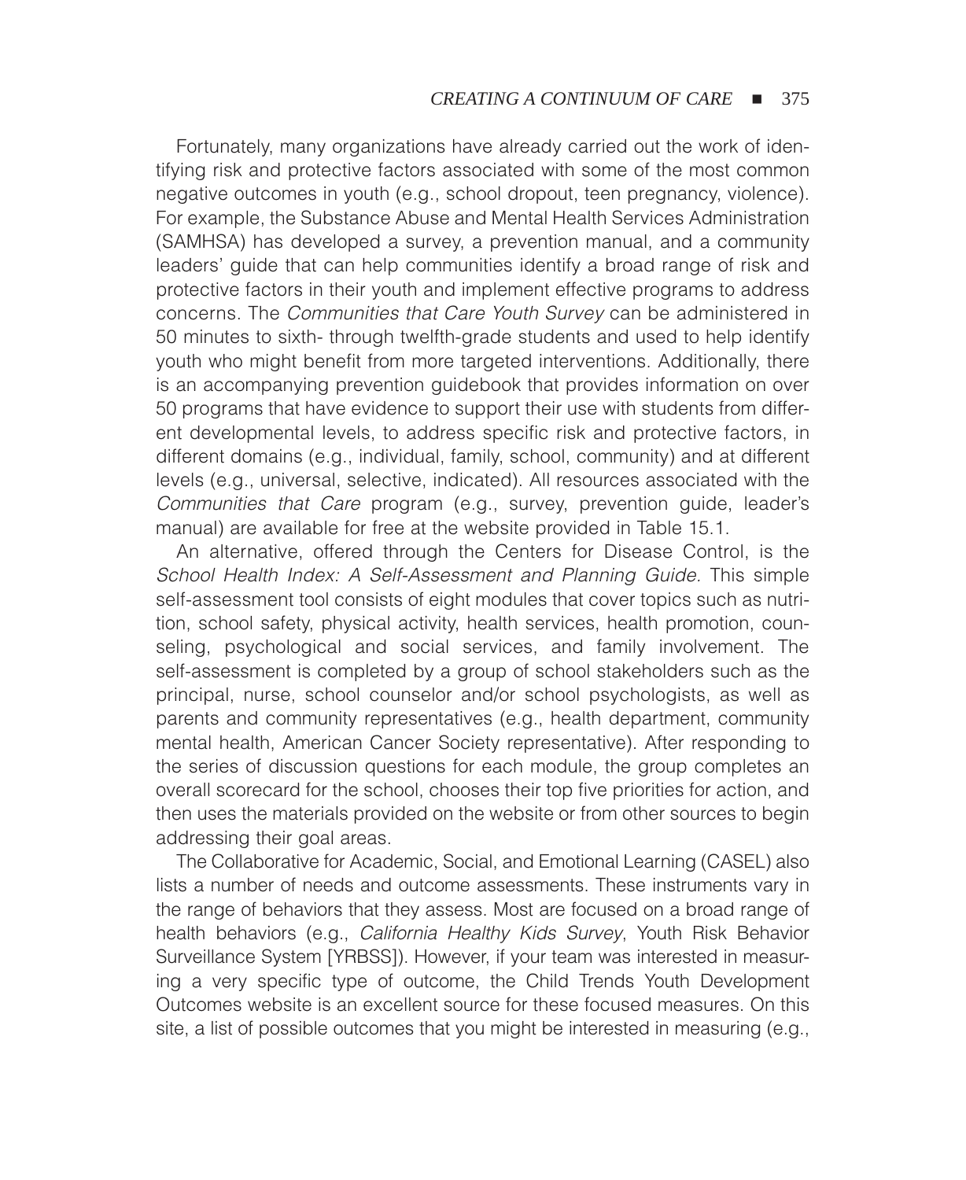Fortunately, many organizations have already carried out the work of identifying risk and protective factors associated with some of the most common negative outcomes in youth (e.g., school dropout, teen pregnancy, violence). For example, the Substance Abuse and Mental Health Services Administration (SAMHSA) has developed a survey, a prevention manual, and a community leaders' guide that can help communities identify a broad range of risk and protective factors in their youth and implement effective programs to address concerns. The *Communities that Care Youth Survey* can be administered in 50 minutes to sixth- through twelfth-grade students and used to help identify youth who might benefit from more targeted interventions. Additionally, there is an accompanying prevention guidebook that provides information on over 50 programs that have evidence to support their use with students from different developmental levels, to address specific risk and protective factors, in different domains (e.g., individual, family, school, community) and at different levels (e.g., universal, selective, indicated). All resources associated with the *Communities that Care* program (e.g., survey, prevention guide, leader's manual) are available for free at the website provided in Table 15.1.

An alternative, offered through the Centers for Disease Control, is the *School Health Index: A Self-Assessment and Planning Guide.* This simple self-assessment tool consists of eight modules that cover topics such as nutrition, school safety, physical activity, health services, health promotion, counseling, psychological and social services, and family involvement. The self-assessment is completed by a group of school stakeholders such as the principal, nurse, school counselor and/or school psychologists, as well as parents and community representatives (e.g., health department, community mental health, American Cancer Society representative). After responding to the series of discussion questions for each module, the group completes an overall scorecard for the school, chooses their top five priorities for action, and then uses the materials provided on the website or from other sources to begin addressing their goal areas.

The Collaborative for Academic, Social, and Emotional Learning (CASEL) also lists a number of needs and outcome assessments. These instruments vary in the range of behaviors that they assess. Most are focused on a broad range of health behaviors (e.g., *California Healthy Kids Survey*, Youth Risk Behavior Surveillance System [YRBSS]). However, if your team was interested in measuring a very specific type of outcome, the Child Trends Youth Development Outcomes website is an excellent source for these focused measures. On this site, a list of possible outcomes that you might be interested in measuring (e.g.,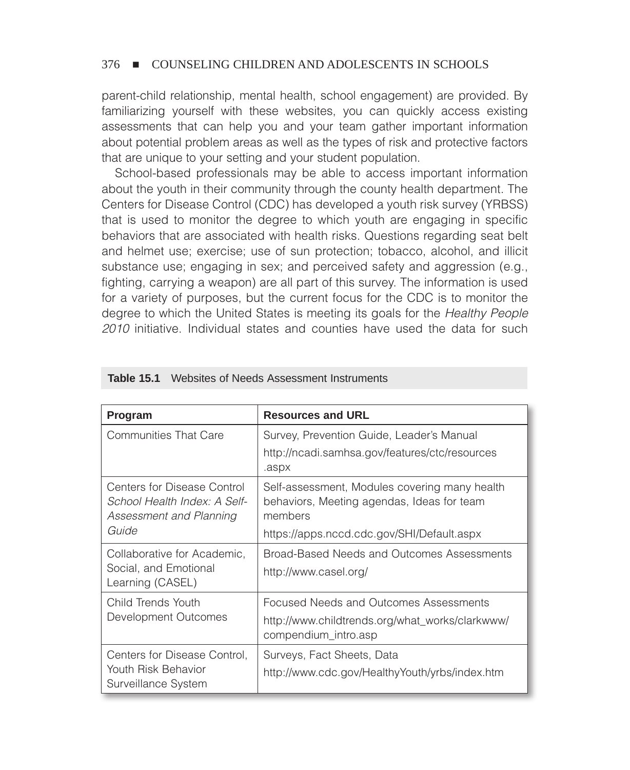parent-child relationship, mental health, school engagement) are provided. By familiarizing yourself with these websites, you can quickly access existing assessments that can help you and your team gather important information about potential problem areas as well as the types of risk and protective factors that are unique to your setting and your student population.

School-based professionals may be able to access important information about the youth in their community through the county health department. The Centers for Disease Control (CDC) has developed a youth risk survey (YRBSS) that is used to monitor the degree to which youth are engaging in specific behaviors that are associated with health risks. Questions regarding seat belt and helmet use; exercise; use of sun protection; tobacco, alcohol, and illicit substance use; engaging in sex; and perceived safety and aggression (e.g., fighting, carrying a weapon) are all part of this survey. The information is used for a variety of purposes, but the current focus for the CDC is to monitor the degree to which the United States is meeting its goals for the *Healthy People 2010* initiative. Individual states and counties have used the data for such

**Table 15.1** Websites of Needs Assessment Instruments

| Program | Resources and URL |
|---|---|
| Communities That Care | Survey, Prevention Guide, Leader's Manual<br>http://ncadi.samhsa.gov/features/ctc/resources.aspx |
| Centers for Disease Control *School Health Index: A Self-Assessment and Planning Guide* | Self-assessment, Modules covering many health behaviors, Meeting agendas, Ideas for team members<br>https://apps.nccd.cdc.gov/SHI/Default.aspx |
| Collaborative for Academic, Social, and Emotional Learning (CASEL) | Broad-Based Needs and Outcomes Assessments<br>http://www.casel.org/ |
| Child Trends Youth Development Outcomes | Focused Needs and Outcomes Assessments<br>http://www.childtrends.org/what_works/clarkwww/compendium_intro.asp |
| Centers for Disease Control, Youth Risk Behavior Surveillance System | Surveys, Fact Sheets, Data<br>http://www.cdc.gov/HealthyYouth/yrbs/index.htm |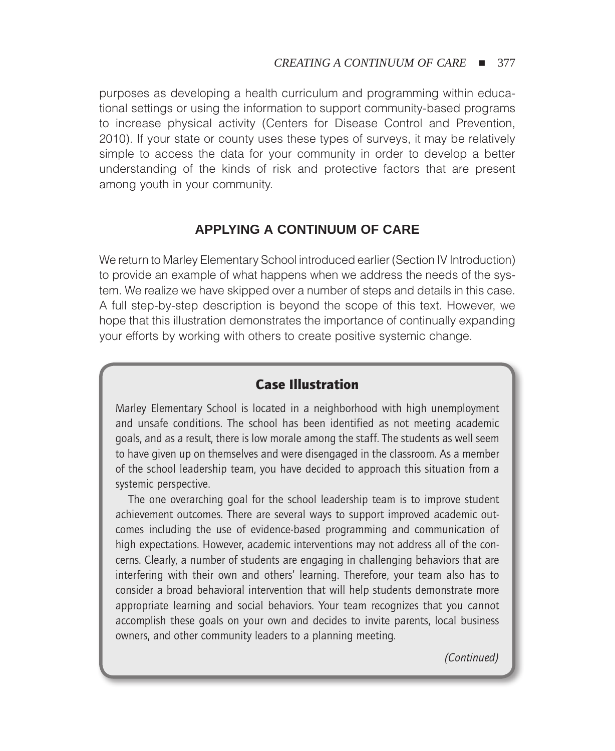purposes as developing a health curriculum and programming within educational settings or using the information to support community-based programs to increase physical activity (Centers for Disease Control and Prevention, 2010). If your state or county uses these types of surveys, it may be relatively simple to access the data for your community in order to develop a better understanding of the kinds of risk and protective factors that are present among youth in your community.

## APPLYING A CONTINUUM OF CARE

We return to Marley Elementary School introduced earlier (Section IV Introduction) to provide an example of what happens when we address the needs of the system. We realize we have skipped over a number of steps and details in this case. A full step-by-step description is beyond the scope of this text. However, we hope that this illustration demonstrates the importance of continually expanding your efforts by working with others to create positive systemic change.

### Case Illustration

Marley Elementary School is located in a neighborhood with high unemployment and unsafe conditions. The school has been identified as not meeting academic goals, and as a result, there is low morale among the staff. The students as well seem to have given up on themselves and were disengaged in the classroom. As a member of the school leadership team, you have decided to approach this situation from a systemic perspective.

The one overarching goal for the school leadership team is to improve student achievement outcomes. There are several ways to support improved academic outcomes including the use of evidence-based programming and communication of high expectations. However, academic interventions may not address all of the concerns. Clearly, a number of students are engaging in challenging behaviors that are interfering with their own and others' learning. Therefore, your team also has to consider a broad behavioral intervention that will help students demonstrate more appropriate learning and social behaviors. Your team recognizes that you cannot accomplish these goals on your own and decides to invite parents, local business owners, and other community leaders to a planning meeting.

*(Continued)*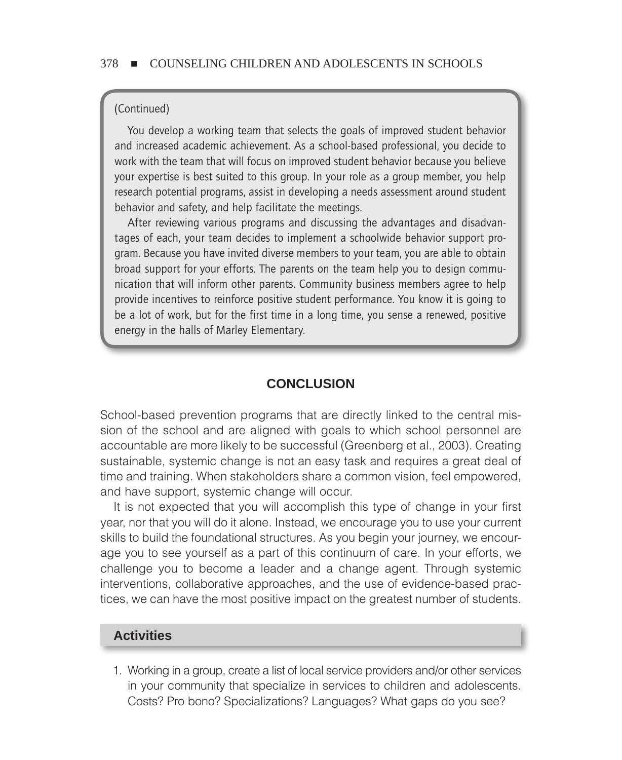(Continued)

You develop a working team that selects the goals of improved student behavior and increased academic achievement. As a school-based professional, you decide to work with the team that will focus on improved student behavior because you believe your expertise is best suited to this group. In your role as a group member, you help research potential programs, assist in developing a needs assessment around student behavior and safety, and help facilitate the meetings.

After reviewing various programs and discussing the advantages and disadvantages of each, your team decides to implement a schoolwide behavior support program. Because you have invited diverse members to your team, you are able to obtain broad support for your efforts. The parents on the team help you to design communication that will inform other parents. Community business members agree to help provide incentives to reinforce positive student performance. You know it is going to be a lot of work, but for the first time in a long time, you sense a renewed, positive energy in the halls of Marley Elementary.

## CONCLUSION

School-based prevention programs that are directly linked to the central mission of the school and are aligned with goals to which school personnel are accountable are more likely to be successful (Greenberg et al., 2003). Creating sustainable, systemic change is not an easy task and requires a great deal of time and training. When stakeholders share a common vision, feel empowered, and have support, systemic change will occur.

It is not expected that you will accomplish this type of change in your first year, nor that you will do it alone. Instead, we encourage you to use your current skills to build the foundational structures. As you begin your journey, we encourage you to see yourself as a part of this continuum of care. In your efforts, we challenge you to become a leader and a change agent. Through systemic interventions, collaborative approaches, and the use of evidence-based practices, we can have the most positive impact on the greatest number of students.

### Activities

1. Working in a group, create a list of local service providers and/or other services in your community that specialize in services to children and adolescents. Costs? Pro bono? Specializations? Languages? What gaps do you see?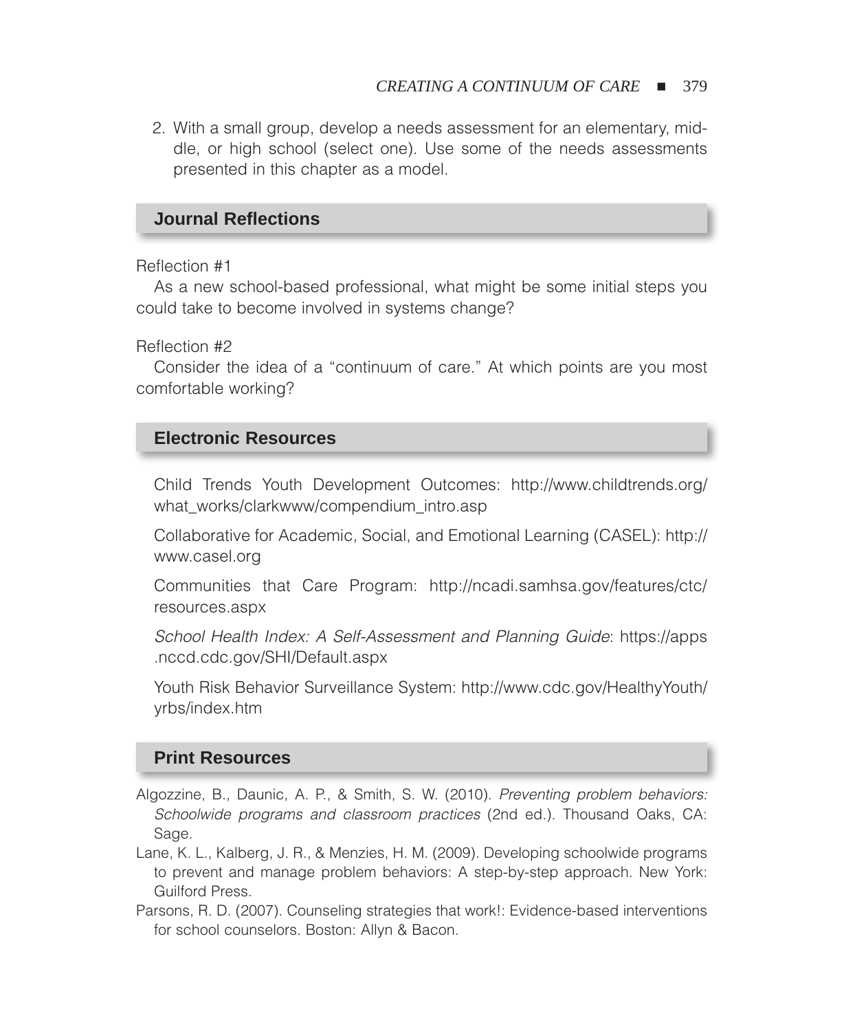2. With a small group, develop a needs assessment for an elementary, middle, or high school (select one). Use some of the needs assessments presented in this chapter as a model.

## Journal Reflections

Reflection #1

As a new school-based professional, what might be some initial steps you could take to become involved in systems change?

Reflection #2

Consider the idea of a "continuum of care." At which points are you most comfortable working?

## Electronic Resources

Child Trends Youth Development Outcomes: http://www.childtrends.org/what_works/clarkwww/compendium_intro.asp

Collaborative for Academic, Social, and Emotional Learning (CASEL): http://www.casel.org

Communities that Care Program: http://ncadi.samhsa.gov/features/ctc/resources.aspx

*School Health Index: A Self-Assessment and Planning Guide*: https://apps.nccd.cdc.gov/SHI/Default.aspx

Youth Risk Behavior Surveillance System: http://www.cdc.gov/HealthyYouth/yrbs/index.htm

## Print Resources

Algozzine, B., Daunic, A. P., & Smith, S. W. (2010). *Preventing problem behaviors: Schoolwide programs and classroom practices* (2nd ed.). Thousand Oaks, CA: Sage.

Lane, K. L., Kalberg, J. R., & Menzies, H. M. (2009). Developing schoolwide programs to prevent and manage problem behaviors: A step-by-step approach. New York: Guilford Press.

Parsons, R. D. (2007). Counseling strategies that work!: Evidence-based interventions for school counselors. Boston: Allyn & Bacon.